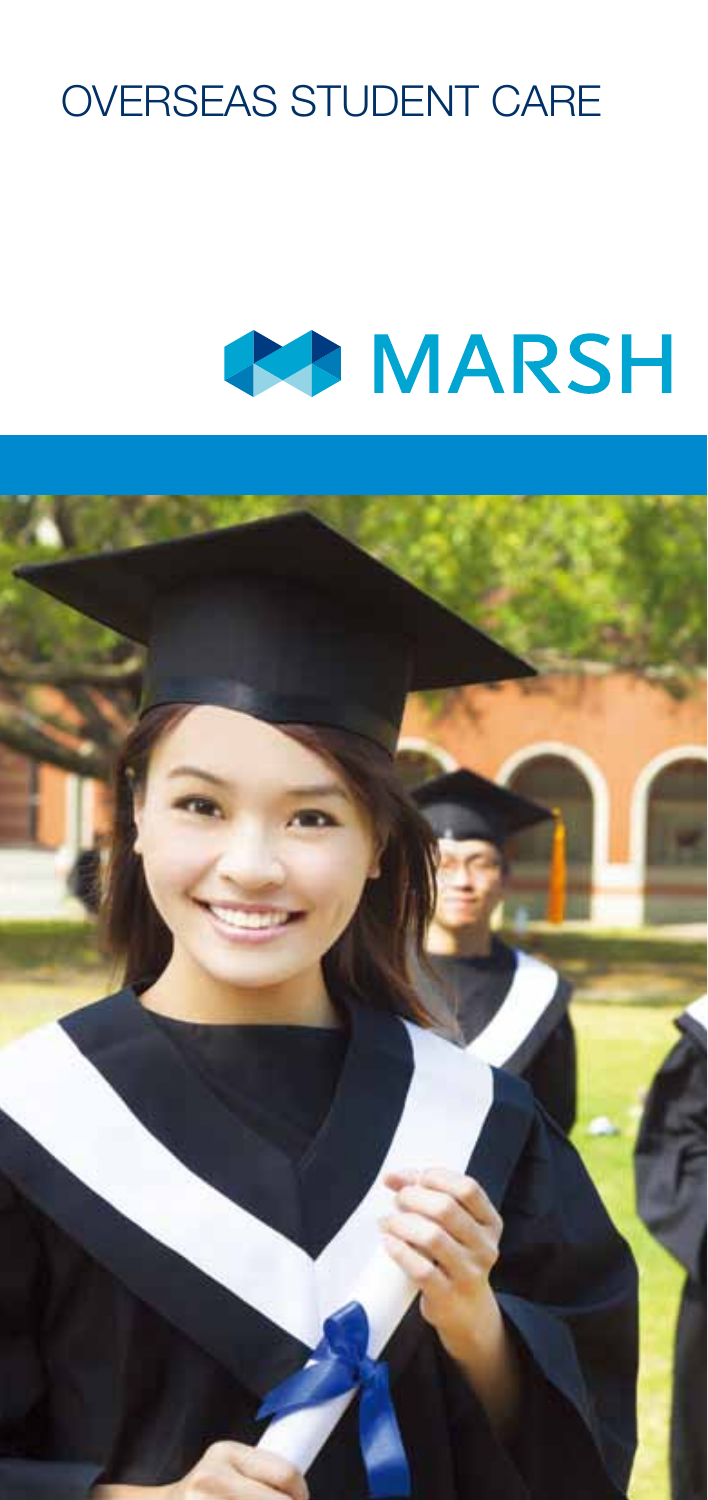# OVERSEAS STUDENT CARE

MARSH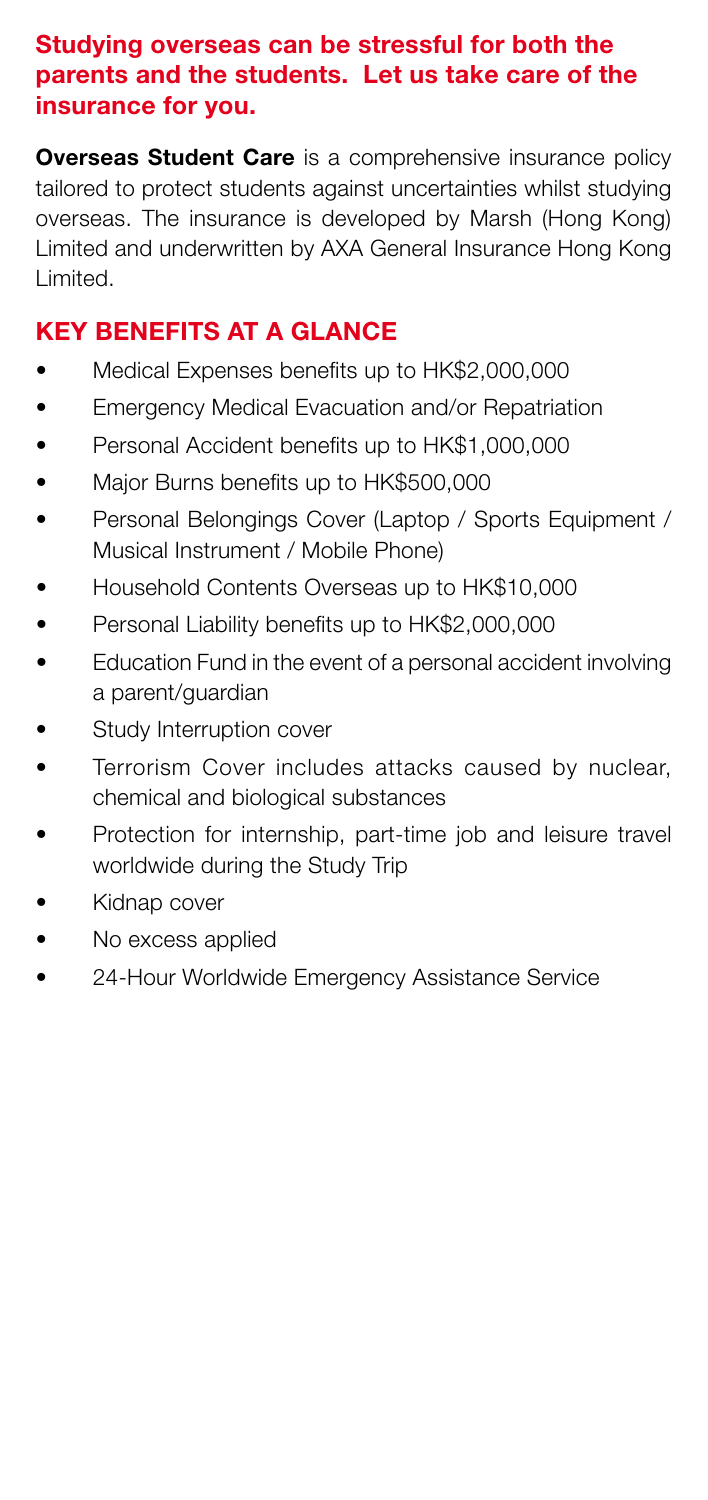**Studying overseas can be stressful for both the parents and the students. Let us take care of the insurance for you.**

**Overseas Student Care** is a comprehensive insurance policy tailored to protect students against uncertainties whilst studying overseas. The insurance is developed by Marsh (Hong Kong) Limited and underwritten by AXA General Insurance Hong Kong Limited.

## KEY BENEFITS AT A GLANCE

- Medical Expenses benefits up to HK$2,000,000
- Emergency Medical Evacuation and/or Repatriation
- Personal Accident benefits up to HK$1,000,000
- Major Burns benefits up to HK$500,000
- Personal Belongings Cover (Laptop / Sports Equipment / Musical Instrument / Mobile Phone)
- Household Contents Overseas up to HK$10,000
- Personal Liability benefits up to HK$2,000,000
- Education Fund in the event of a personal accident involving a parent/guardian
- Study Interruption cover
- Terrorism Cover includes attacks caused by nuclear, chemical and biological substances
- Protection for internship, part-time job and leisure travel worldwide during the Study Trip
- Kidnap cover
- No excess applied
- 24-Hour Worldwide Emergency Assistance Service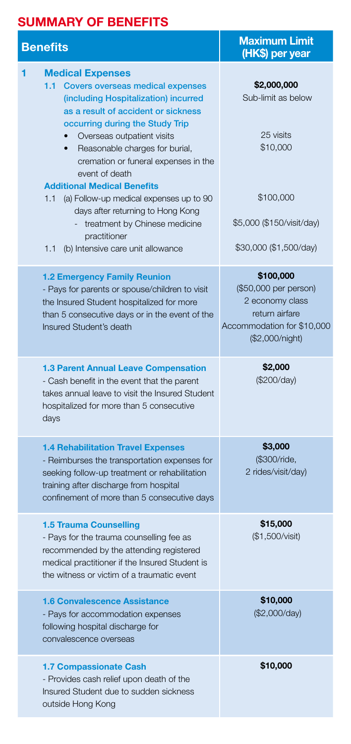## SUMMARY OF BENEFITS

| Benefits | Maximum Limit (HK$) per year |
|---|---|
| **1 Medical Expenses** | |
| **1.1 Covers overseas medical expenses (including Hospitalization) incurred as a result of accident or sickness occurring during the Study Trip** | **$2,000,000** Sub-limit as below |
| • Overseas outpatient visits | 25 visits |
| • Reasonable charges for burial, cremation or funeral expenses in the event of death | $10,000 |
| **Additional Medical Benefits** | |
| 1.1 (a) Follow-up medical expenses up to 90 days after returning to Hong Kong | $100,000 |
| - treatment by Chinese medicine practitioner | $5,000 ($150/visit/day) |
| 1.1 (b) Intensive care unit allowance | $30,000 ($1,500/day) |
| **1.2 Emergency Family Reunion** - Pays for parents or spouse/children to visit the Insured Student hospitalized for more than 5 consecutive days or in the event of the Insured Student's death | **$100,000** ($50,000 per person) 2 economy class return airfare Accommodation for $10,000 ($2,000/night) |
| **1.3 Parent Annual Leave Compensation** - Cash benefit in the event that the parent takes annual leave to visit the Insured Student hospitalized for more than 5 consecutive days | **$2,000** ($200/day) |
| **1.4 Rehabilitation Travel Expenses** - Reimburses the transportation expenses for seeking follow-up treatment or rehabilitation training after discharge from hospital confinement of more than 5 consecutive days | **$3,000** ($300/ride, 2 rides/visit/day) |
| **1.5 Trauma Counselling** - Pays for the trauma counselling fee as recommended by the attending registered medical practitioner if the Insured Student is the witness or victim of a traumatic event | **$15,000** ($1,500/visit) |
| **1.6 Convalescence Assistance** - Pays for accommodation expenses following hospital discharge for convalescence overseas | **$10,000** ($2,000/day) |
| **1.7 Compassionate Cash** - Provides cash relief upon death of the Insured Student due to sudden sickness outside Hong Kong | **$10,000** |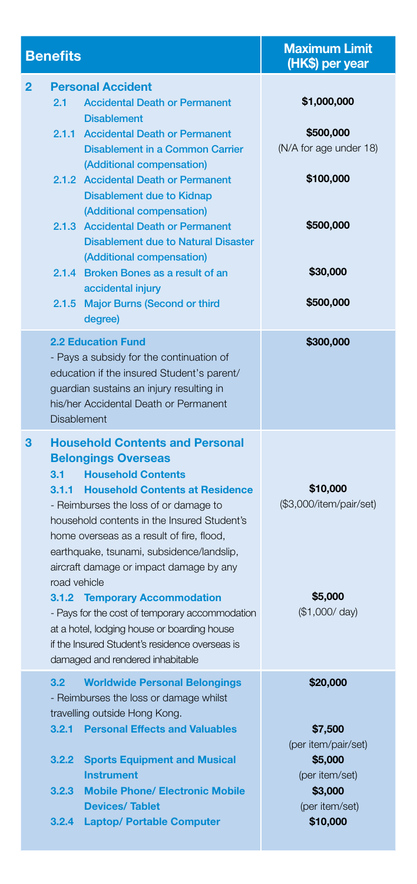| Benefits | Maximum Limit (HK$) per year |
|---|---|
| **2 Personal Accident** | |
| 2.1 Accidental Death or Permanent Disablement | $1,000,000 |
| 2.1.1 Accidental Death or Permanent Disablement in a Common Carrier (Additional compensation) | $500,000 (N/A for age under 18) |
| 2.1.2 Accidental Death or Permanent Disablement due to Kidnap (Additional compensation) | $100,000 |
| 2.1.3 Accidental Death or Permanent Disablement due to Natural Disaster (Additional compensation) | $500,000 |
| 2.1.4 Broken Bones as a result of an accidental injury | $30,000 |
| 2.1.5 Major Burns (Second or third degree) | $500,000 |
| **2.2 Education Fund** - Pays a subsidy for the continuation of education if the insured Student's parent/ guardian sustains an injury resulting in his/her Accidental Death or Permanent Disablement | $300,000 |
| **3 Household Contents and Personal Belongings Overseas** | |
| **3.1 Household Contents** | |
| **3.1.1 Household Contents at Residence** - Reimburses the loss of or damage to household contents in the Insured Student's home overseas as a result of fire, flood, earthquake, tsunami, subsidence/landslip, aircraft damage or impact damage by any road vehicle | $10,000 ($3,000/item/pair/set) |
| **3.1.2 Temporary Accommodation** - Pays for the cost of temporary accommodation at a hotel, lodging house or boarding house if the Insured Student's residence overseas is damaged and rendered inhabitable | $5,000 ($1,000/ day) |
| **3.2 Worldwide Personal Belongings** - Reimburses the loss or damage whilst travelling outside Hong Kong. | $20,000 |
| 3.2.1 Personal Effects and Valuables | $7,500 (per item/pair/set) |
| 3.2.2 Sports Equipment and Musical Instrument | $5,000 (per item/set) |
| 3.2.3 Mobile Phone/ Electronic Mobile Devices/ Tablet | $3,000 (per item/set) |
| 3.2.4 Laptop/ Portable Computer | $10,000 |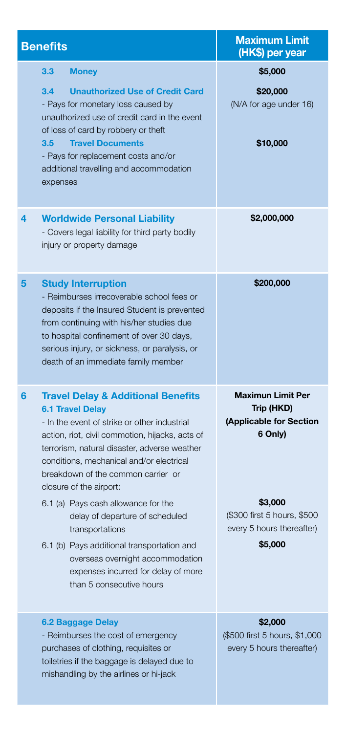| Benefits | Maximum Limit (HK$) per year |
|---|---|
| **3.3 Money** | **$5,000** |
| **3.4 Unauthorized Use of Credit Card**<br>- Pays for monetary loss caused by unauthorized use of credit card in the event of loss of card by robbery or theft | **$20,000**<br>(N/A for age under 16) |
| **3.5 Travel Documents**<br>- Pays for replacement costs and/or additional travelling and accommodation expenses | **$10,000** |
| **4 Worldwide Personal Liability**<br>- Covers legal liability for third party bodily injury or property damage | **$2,000,000** |
| **5 Study Interruption**<br>- Reimburses irrecoverable school fees or deposits if the Insured Student is prevented from continuing with his/her studies due to hospital confinement of over 30 days, serious injury, or sickness, or paralysis, or death of an immediate family member | **$200,000** |
| **6 Travel Delay & Additional Benefits** | **Maximun Limit Per Trip (HKD) (Applicable for Section 6 Only)** |
| **6.1 Travel Delay**<br>- In the event of strike or other industrial action, riot, civil commotion, hijacks, acts of terrorism, natural disaster, adverse weather conditions, mechanical and/or electrical breakdown of the common carrier or closure of the airport: | |
| 6.1 (a) Pays cash allowance for the delay of departure of scheduled transportations | **$3,000**<br>($300 first 5 hours, $500 every 5 hours thereafter) |
| 6.1 (b) Pays additional transportation and overseas overnight accommodation expenses incurred for delay of more than 5 consecutive hours | **$5,000** |
| **6.2 Baggage Delay**<br>- Reimburses the cost of emergency purchases of clothing, requisites or toiletries if the baggage is delayed due to mishandling by the airlines or hi-jack | **$2,000**<br>($500 first 5 hours, $1,000 every 5 hours thereafter) |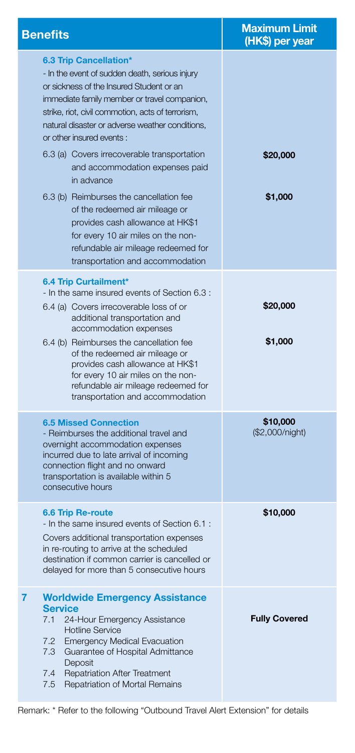| Benefits | Maximum Limit (HK$) per year |
|---|---|
| **6.3 Trip Cancellation*** <br> - In the event of sudden death, serious injury or sickness of the Insured Student or an immediate family member or travel companion, strike, riot, civil commotion, acts of terrorism, natural disaster or adverse weather conditions, or other insured events : | |
| 6.3 (a) Covers irrecoverable transportation and accommodation expenses paid in advance | **$20,000** |
| 6.3 (b) Reimburses the cancellation fee of the redeemed air mileage or provides cash allowance at HK$1 for every 10 air miles on the non-refundable air mileage redeemed for transportation and accommodation | **$1,000** |
| **6.4 Trip Curtailment*** <br> - In the same insured events of Section 6.3 : | |
| 6.4 (a) Covers irrecoverable loss of or additional transportation and accommodation expenses | **$20,000** |
| 6.4 (b) Reimburses the cancellation fee of the redeemed air mileage or provides cash allowance at HK$1 for every 10 air miles on the non-refundable air mileage redeemed for transportation and accommodation | **$1,000** |
| **6.5 Missed Connection** <br> - Reimburses the additional travel and overnight accommodation expenses incurred due to late arrival of incoming connection flight and no onward transportation is available within 5 consecutive hours | **$10,000** <br> ($2,000/night) |
| **6.6 Trip Re-route** <br> - In the same insured events of Section 6.1 : <br> Covers additional transportation expenses in re-routing to arrive at the scheduled destination if common carrier is cancelled or delayed for more than 5 consecutive hours | **$10,000** |
| **7 Worldwide Emergency Assistance Service** <br> 7.1 24-Hour Emergency Assistance Hotline Service <br> 7.2 Emergency Medical Evacuation <br> 7.3 Guarantee of Hospital Admittance Deposit <br> 7.4 Repatriation After Treatment <br> 7.5 Repatriation of Mortal Remains | **Fully Covered** |

Remark: * Refer to the following "Outbound Travel Alert Extension" for details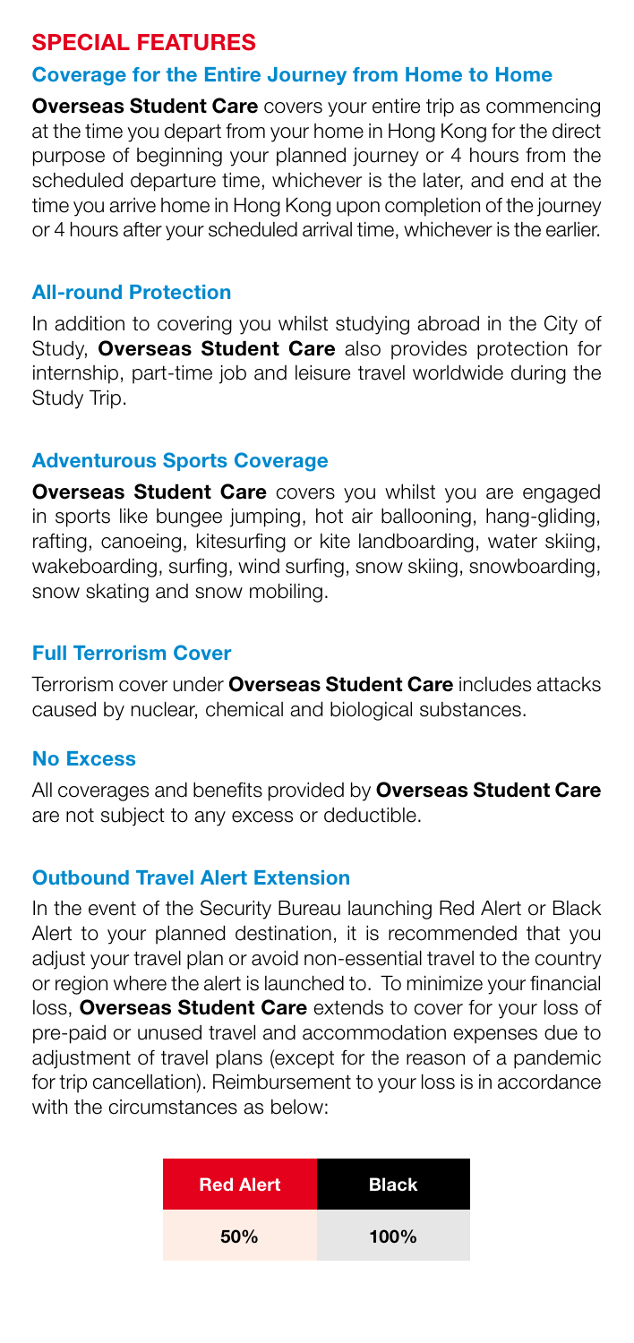## SPECIAL FEATURES

### Coverage for the Entire Journey from Home to Home

**Overseas Student Care** covers your entire trip as commencing at the time you depart from your home in Hong Kong for the direct purpose of beginning your planned journey or 4 hours from the scheduled departure time, whichever is the later, and end at the time you arrive home in Hong Kong upon completion of the journey or 4 hours after your scheduled arrival time, whichever is the earlier.

### All-round Protection

In addition to covering you whilst studying abroad in the City of Study, **Overseas Student Care** also provides protection for internship, part-time job and leisure travel worldwide during the Study Trip.

### Adventurous Sports Coverage

**Overseas Student Care** covers you whilst you are engaged in sports like bungee jumping, hot air ballooning, hang-gliding, rafting, canoeing, kitesurfing or kite landboarding, water skiing, wakeboarding, surfing, wind surfing, snow skiing, snowboarding, snow skating and snow mobiling.

### Full Terrorism Cover

Terrorism cover under **Overseas Student Care** includes attacks caused by nuclear, chemical and biological substances.

### No Excess

All coverages and benefits provided by **Overseas Student Care** are not subject to any excess or deductible.

### Outbound Travel Alert Extension

In the event of the Security Bureau launching Red Alert or Black Alert to your planned destination, it is recommended that you adjust your travel plan or avoid non-essential travel to the country or region where the alert is launched to. To minimize your financial loss, **Overseas Student Care** extends to cover for your loss of pre-paid or unused travel and accommodation expenses due to adjustment of travel plans (except for the reason of a pandemic for trip cancellation). Reimbursement to your loss is in accordance with the circumstances as below:

| Red Alert | Black |
| --- | --- |
| 50% | 100% |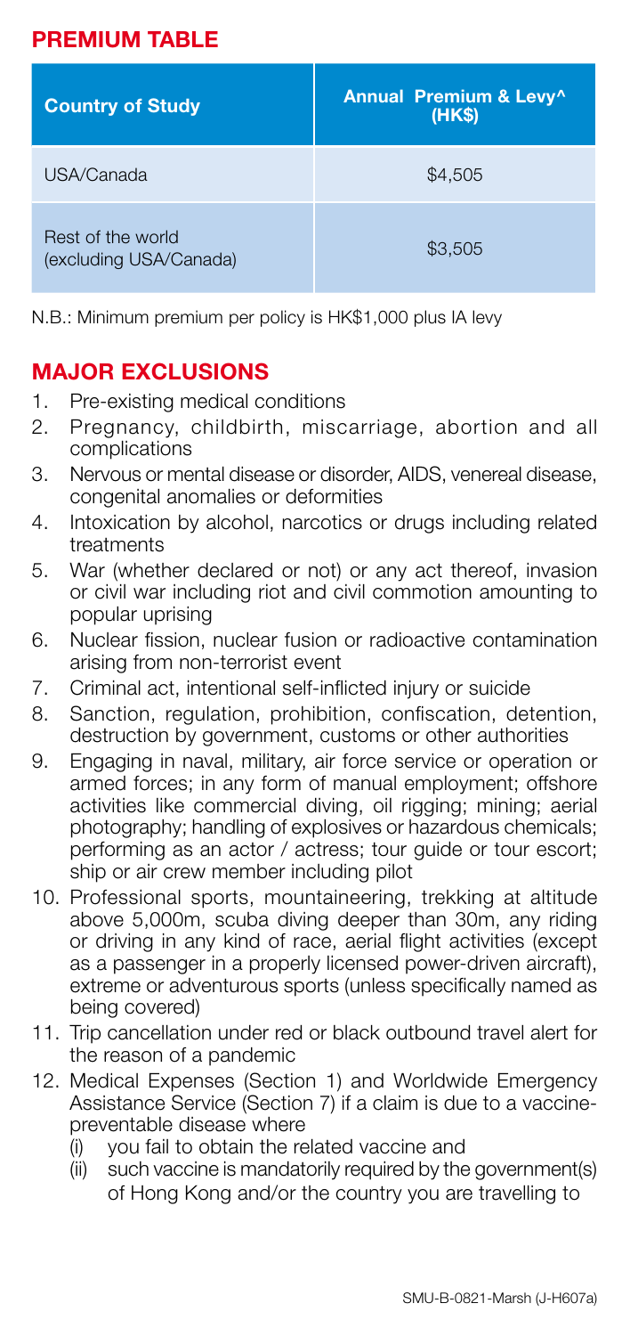## PREMIUM TABLE

| Country of Study | Annual Premium & Levy^ (HK$) |
| --- | --- |
| USA/Canada | $4,505 |
| Rest of the world (excluding USA/Canada) | $3,505 |

N.B.: Minimum premium per policy is HK$1,000 plus IA levy

## MAJOR EXCLUSIONS

1. Pre-existing medical conditions
2. Pregnancy, childbirth, miscarriage, abortion and all complications
3. Nervous or mental disease or disorder, AIDS, venereal disease, congenital anomalies or deformities
4. Intoxication by alcohol, narcotics or drugs including related treatments
5. War (whether declared or not) or any act thereof, invasion or civil war including riot and civil commotion amounting to popular uprising
6. Nuclear fission, nuclear fusion or radioactive contamination arising from non-terrorist event
7. Criminal act, intentional self-inflicted injury or suicide
8. Sanction, regulation, prohibition, confiscation, detention, destruction by government, customs or other authorities
9. Engaging in naval, military, air force service or operation or armed forces; in any form of manual employment; offshore activities like commercial diving, oil rigging; mining; aerial photography; handling of explosives or hazardous chemicals; performing as an actor / actress; tour guide or tour escort; ship or air crew member including pilot
10. Professional sports, mountaineering, trekking at altitude above 5,000m, scuba diving deeper than 30m, any riding or driving in any kind of race, aerial flight activities (except as a passenger in a properly licensed power-driven aircraft), extreme or adventurous sports (unless specifically named as being covered)
11. Trip cancellation under red or black outbound travel alert for the reason of a pandemic
12. Medical Expenses (Section 1) and Worldwide Emergency Assistance Service (Section 7) if a claim is due to a vaccine-preventable disease where
    (i) you fail to obtain the related vaccine and
    (ii) such vaccine is mandatorily required by the government(s) of Hong Kong and/or the country you are travelling to

SMU-B-0821-Marsh (J-H607a)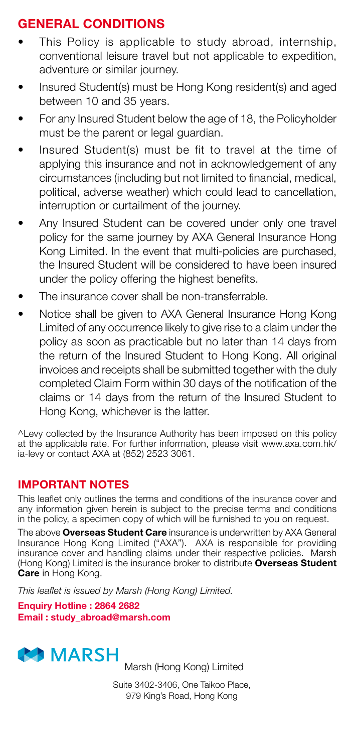## GENERAL CONDITIONS

- This Policy is applicable to study abroad, internship, conventional leisure travel but not applicable to expedition, adventure or similar journey.
- Insured Student(s) must be Hong Kong resident(s) and aged between 10 and 35 years.
- For any Insured Student below the age of 18, the Policyholder must be the parent or legal guardian.
- Insured Student(s) must be fit to travel at the time of applying this insurance and not in acknowledgement of any circumstances (including but not limited to financial, medical, political, adverse weather) which could lead to cancellation, interruption or curtailment of the journey.
- Any Insured Student can be covered under only one travel policy for the same journey by AXA General Insurance Hong Kong Limited. In the event that multi-policies are purchased, the Insured Student will be considered to have been insured under the policy offering the highest benefits.
- The insurance cover shall be non-transferrable.
- Notice shall be given to AXA General Insurance Hong Kong Limited of any occurrence likely to give rise to a claim under the policy as soon as practicable but no later than 14 days from the return of the Insured Student to Hong Kong. All original invoices and receipts shall be submitted together with the duly completed Claim Form within 30 days of the notification of the claims or 14 days from the return of the Insured Student to Hong Kong, whichever is the latter.

^Levy collected by the Insurance Authority has been imposed on this policy at the applicable rate. For further information, please visit www.axa.com.hk/ia-levy or contact AXA at (852) 2523 3061.

## IMPORTANT NOTES

This leaflet only outlines the terms and conditions of the insurance cover and any information given herein is subject to the precise terms and conditions in the policy, a specimen copy of which will be furnished to you on request.

The above **Overseas Student Care** insurance is underwritten by AXA General Insurance Hong Kong Limited ("AXA"). AXA is responsible for providing insurance cover and handling claims under their respective policies. Marsh (Hong Kong) Limited is the insurance broker to distribute **Overseas Student Care** in Hong Kong.

*This leaflet is issued by Marsh (Hong Kong) Limited.*

**Enquiry Hotline : 2864 2682**
**Email : study_abroad@marsh.com**

MARSH

Marsh (Hong Kong) Limited

Suite 3402-3406, One Taikoo Place,
979 King's Road, Hong Kong